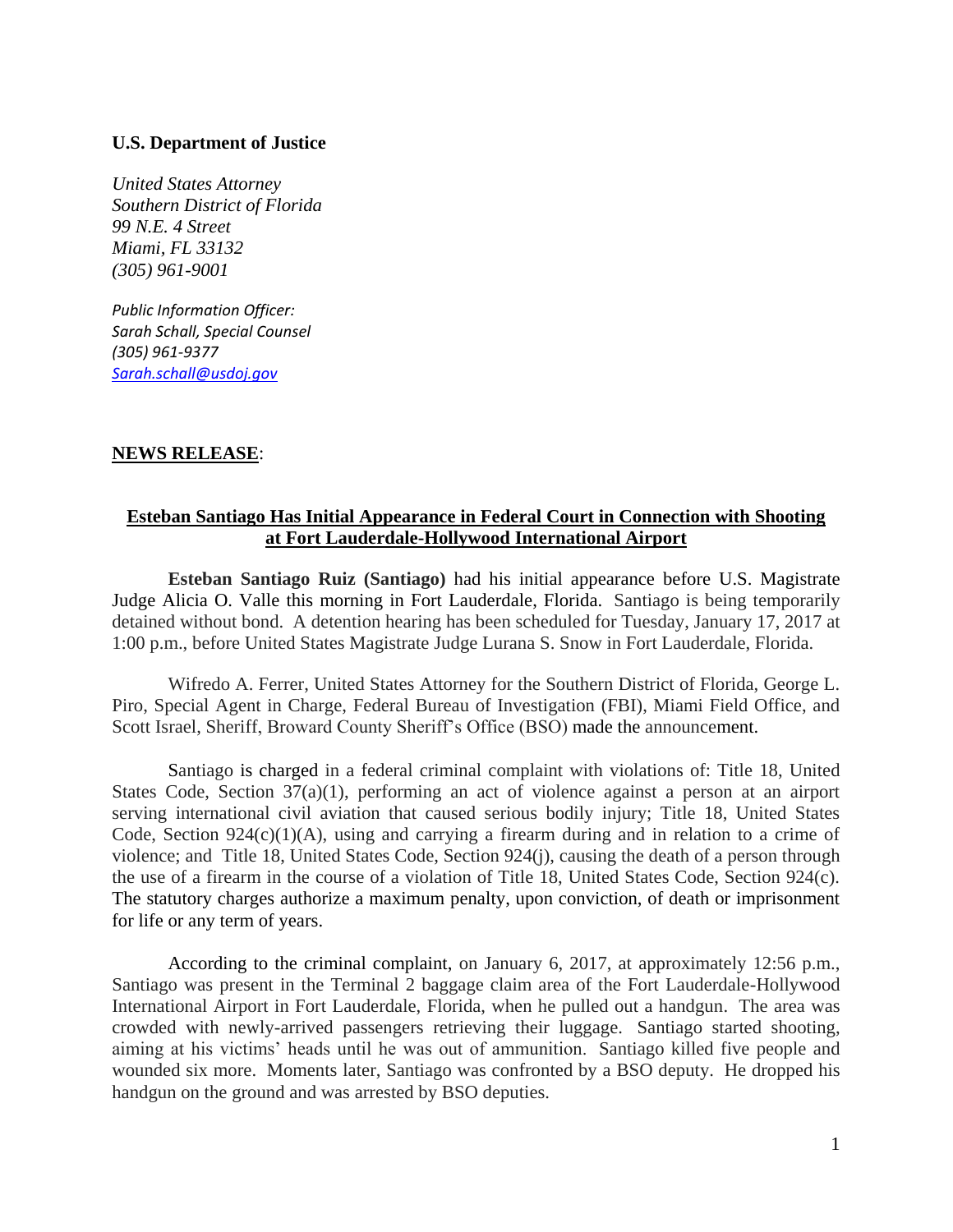**U.S. Department of Justice**

*United States Attorney*
*Southern District of Florida*
*99 N.E. 4 Street*
*Miami, FL 33132*
*(305) 961-9001*

*Public Information Officer:*
*Sarah Schall, Special Counsel*
*(305) 961-9377*
*Sarah.schall@usdoj.gov*

**NEWS RELEASE**:

## Esteban Santiago Has Initial Appearance in Federal Court in Connection with Shooting at Fort Lauderdale-Hollywood International Airport

**Esteban Santiago Ruiz (Santiago)** had his initial appearance before U.S. Magistrate Judge Alicia O. Valle this morning in Fort Lauderdale, Florida. Santiago is being temporarily detained without bond. A detention hearing has been scheduled for Tuesday, January 17, 2017 at 1:00 p.m., before United States Magistrate Judge Lurana S. Snow in Fort Lauderdale, Florida.

Wifredo A. Ferrer, United States Attorney for the Southern District of Florida, George L. Piro, Special Agent in Charge, Federal Bureau of Investigation (FBI), Miami Field Office, and Scott Israel, Sheriff, Broward County Sheriff's Office (BSO) made the announcement.

Santiago is charged in a federal criminal complaint with violations of: Title 18, United States Code, Section 37(a)(1), performing an act of violence against a person at an airport serving international civil aviation that caused serious bodily injury; Title 18, United States Code, Section 924(c)(1)(A), using and carrying a firearm during and in relation to a crime of violence; and Title 18, United States Code, Section 924(j), causing the death of a person through the use of a firearm in the course of a violation of Title 18, United States Code, Section 924(c). The statutory charges authorize a maximum penalty, upon conviction, of death or imprisonment for life or any term of years.

According to the criminal complaint, on January 6, 2017, at approximately 12:56 p.m., Santiago was present in the Terminal 2 baggage claim area of the Fort Lauderdale-Hollywood International Airport in Fort Lauderdale, Florida, when he pulled out a handgun. The area was crowded with newly-arrived passengers retrieving their luggage. Santiago started shooting, aiming at his victims' heads until he was out of ammunition. Santiago killed five people and wounded six more. Moments later, Santiago was confronted by a BSO deputy. He dropped his handgun on the ground and was arrested by BSO deputies.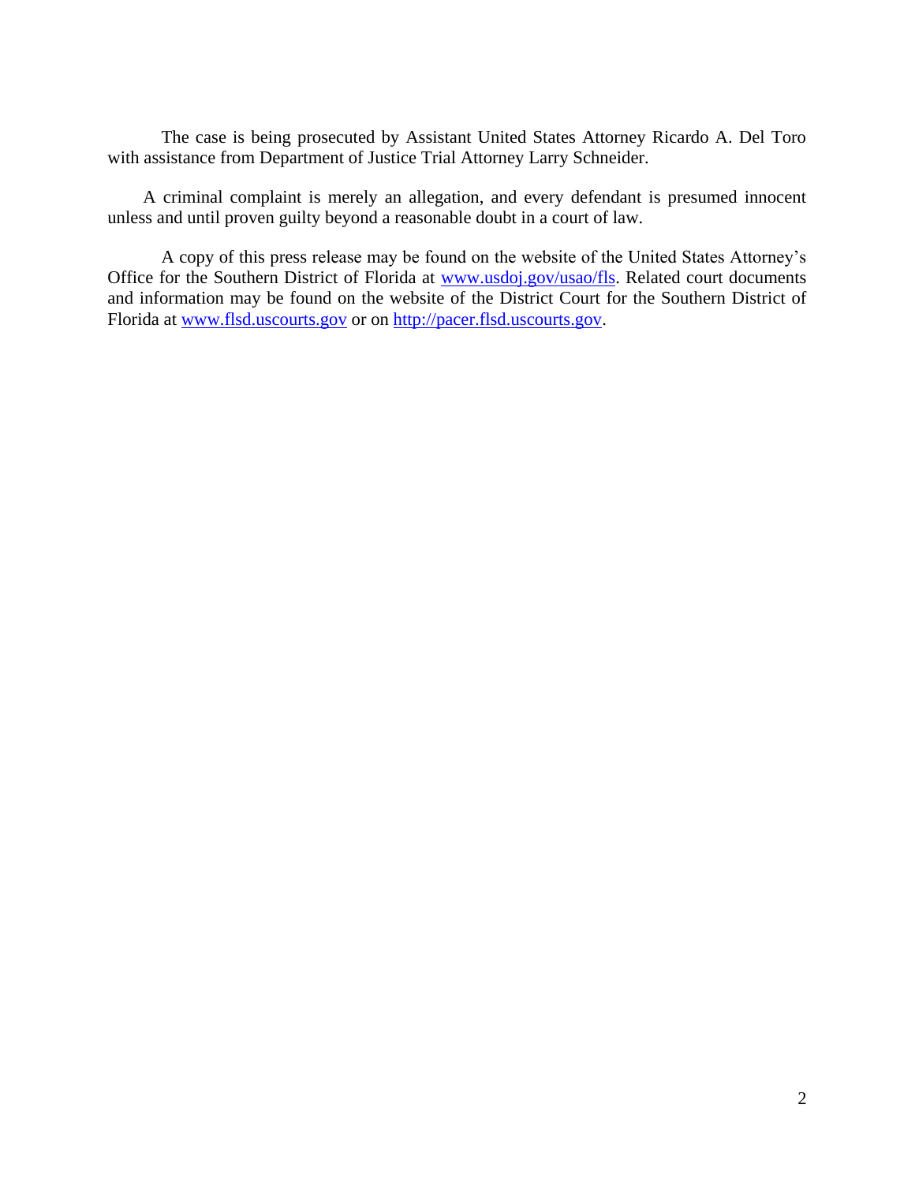The case is being prosecuted by Assistant United States Attorney Ricardo A. Del Toro with assistance from Department of Justice Trial Attorney Larry Schneider.

A criminal complaint is merely an allegation, and every defendant is presumed innocent unless and until proven guilty beyond a reasonable doubt in a court of law.

A copy of this press release may be found on the website of the United States Attorney's Office for the Southern District of Florida at [www.usdoj.gov/usao/fls](www.usdoj.gov/usao/fls). Related court documents and information may be found on the website of the District Court for the Southern District of Florida at [www.flsd.uscourts.gov](www.flsd.uscourts.gov) or on [http://pacer.flsd.uscourts.gov](http://pacer.flsd.uscourts.gov).